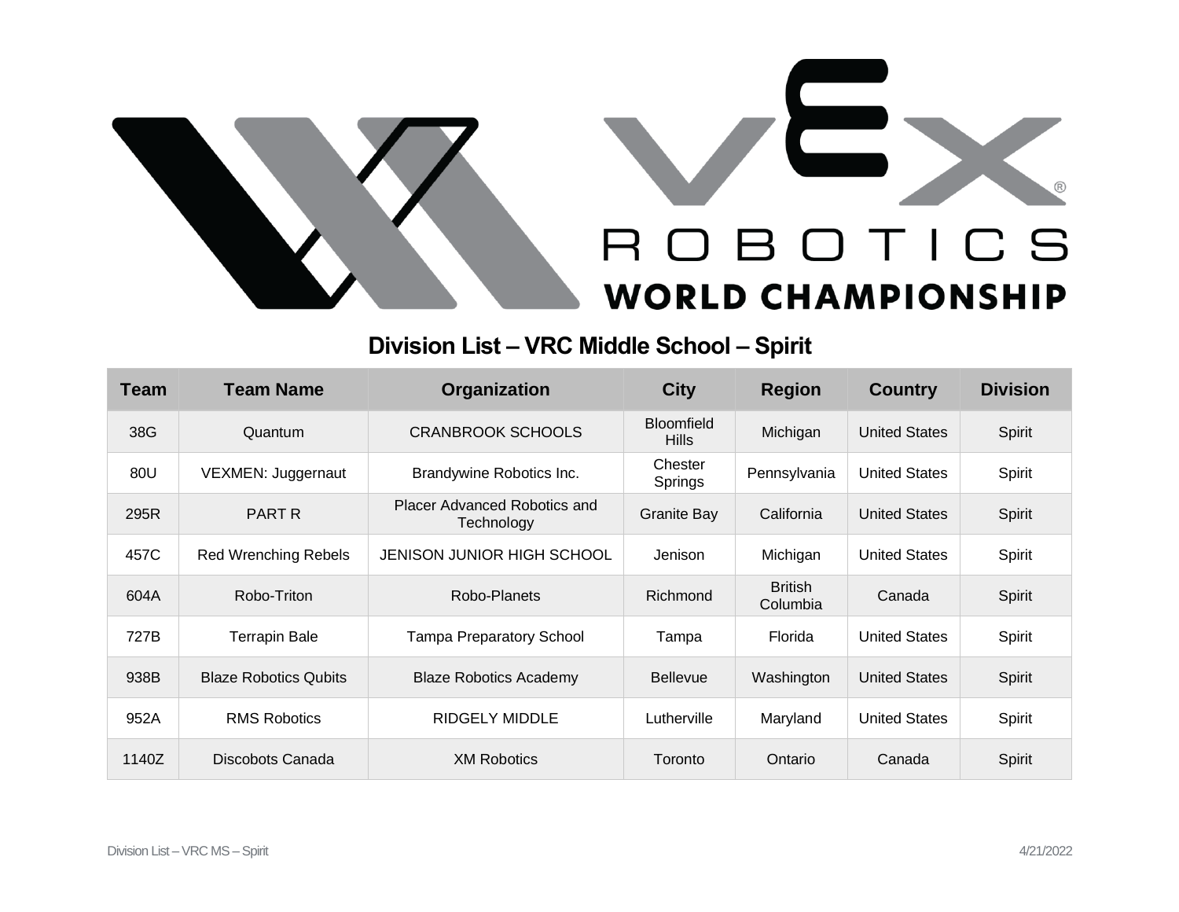# VEX ROBOTICS WORLD CHAMPIONSHIP

## Division List – VRC Middle School – Spirit

| Team | Team Name | Organization | City | Region | Country | Division |
|---|---|---|---|---|---|---|
| 38G | Quantum | CRANBROOK SCHOOLS | Bloomfield Hills | Michigan | United States | Spirit |
| 80U | VEXMEN: Juggernaut | Brandywine Robotics Inc. | Chester Springs | Pennsylvania | United States | Spirit |
| 295R | PART R | Placer Advanced Robotics and Technology | Granite Bay | California | United States | Spirit |
| 457C | Red Wrenching Rebels | JENISON JUNIOR HIGH SCHOOL | Jenison | Michigan | United States | Spirit |
| 604A | Robo-Triton | Robo-Planets | Richmond | British Columbia | Canada | Spirit |
| 727B | Terrapin Bale | Tampa Preparatory School | Tampa | Florida | United States | Spirit |
| 938B | Blaze Robotics Qubits | Blaze Robotics Academy | Bellevue | Washington | United States | Spirit |
| 952A | RMS Robotics | RIDGELY MIDDLE | Lutherville | Maryland | United States | Spirit |
| 1140Z | Discobots Canada | XM Robotics | Toronto | Ontario | Canada | Spirit |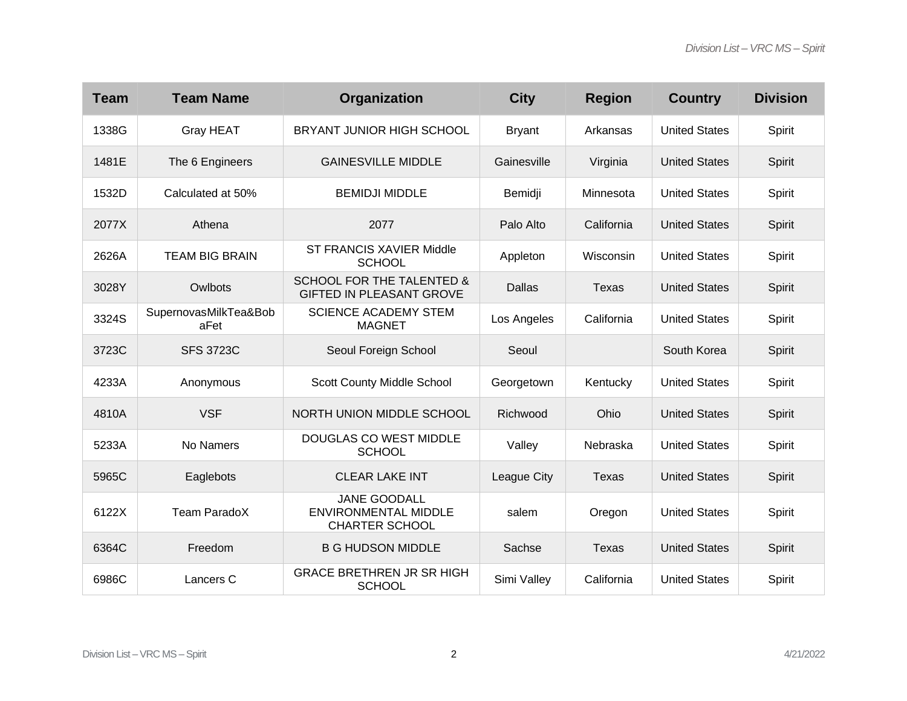| Team | Team Name | Organization | City | Region | Country | Division |
| --- | --- | --- | --- | --- | --- | --- |
| 1338G | Gray HEAT | BRYANT JUNIOR HIGH SCHOOL | Bryant | Arkansas | United States | Spirit |
| 1481E | The 6 Engineers | GAINESVILLE MIDDLE | Gainesville | Virginia | United States | Spirit |
| 1532D | Calculated at 50% | BEMIDJI MIDDLE | Bemidji | Minnesota | United States | Spirit |
| 2077X | Athena | 2077 | Palo Alto | California | United States | Spirit |
| 2626A | TEAM BIG BRAIN | ST FRANCIS XAVIER Middle SCHOOL | Appleton | Wisconsin | United States | Spirit |
| 3028Y | Owlbots | SCHOOL FOR THE TALENTED & GIFTED IN PLEASANT GROVE | Dallas | Texas | United States | Spirit |
| 3324S | SupernovasMilkTea&BobaFet | SCIENCE ACADEMY STEM MAGNET | Los Angeles | California | United States | Spirit |
| 3723C | SFS 3723C | Seoul Foreign School | Seoul | | South Korea | Spirit |
| 4233A | Anonymous | Scott County Middle School | Georgetown | Kentucky | United States | Spirit |
| 4810A | VSF | NORTH UNION MIDDLE SCHOOL | Richwood | Ohio | United States | Spirit |
| 5233A | No Namers | DOUGLAS CO WEST MIDDLE SCHOOL | Valley | Nebraska | United States | Spirit |
| 5965C | Eaglebots | CLEAR LAKE INT | League City | Texas | United States | Spirit |
| 6122X | Team ParadoX | JANE GOODALL ENVIRONMENTAL MIDDLE CHARTER SCHOOL | salem | Oregon | United States | Spirit |
| 6364C | Freedom | B G HUDSON MIDDLE | Sachse | Texas | United States | Spirit |
| 6986C | Lancers C | GRACE BRETHREN JR SR HIGH SCHOOL | Simi Valley | California | United States | Spirit |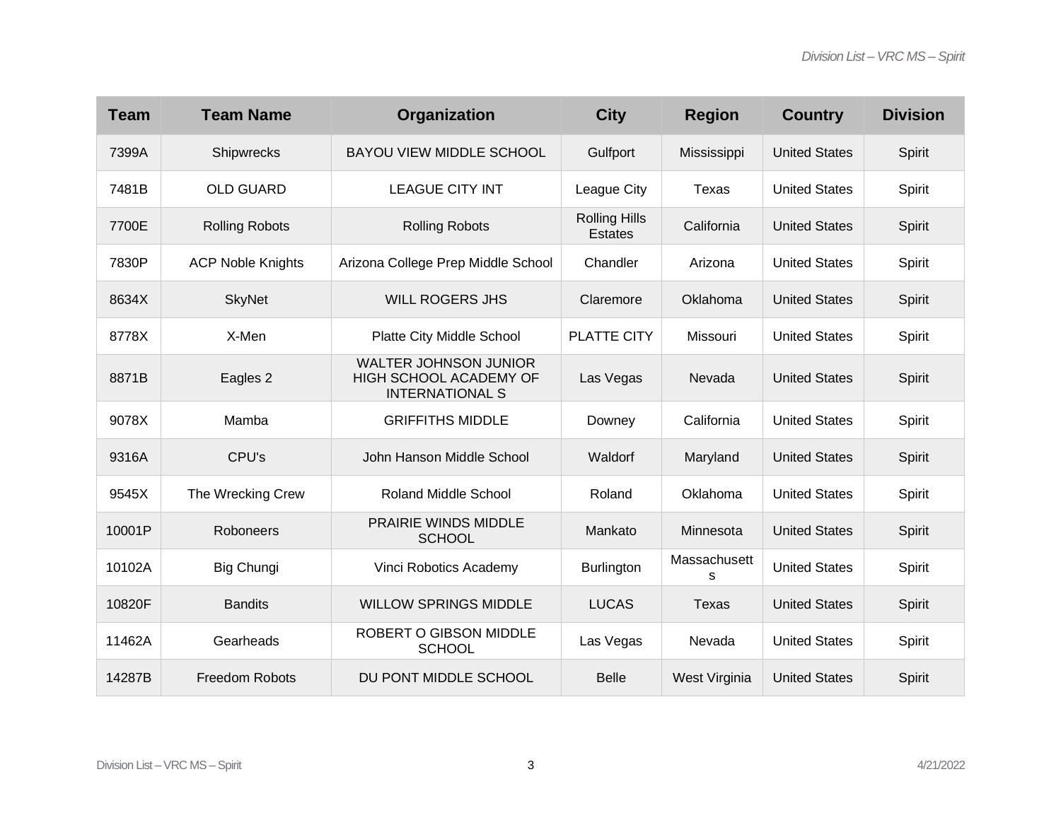| Team | Team Name | Organization | City | Region | Country | Division |
| --- | --- | --- | --- | --- | --- | --- |
| 7399A | Shipwrecks | BAYOU VIEW MIDDLE SCHOOL | Gulfport | Mississippi | United States | Spirit |
| 7481B | OLD GUARD | LEAGUE CITY INT | League City | Texas | United States | Spirit |
| 7700E | Rolling Robots | Rolling Robots | Rolling Hills Estates | California | United States | Spirit |
| 7830P | ACP Noble Knights | Arizona College Prep Middle School | Chandler | Arizona | United States | Spirit |
| 8634X | SkyNet | WILL ROGERS JHS | Claremore | Oklahoma | United States | Spirit |
| 8778X | X-Men | Platte City Middle School | PLATTE CITY | Missouri | United States | Spirit |
| 8871B | Eagles 2 | WALTER JOHNSON JUNIOR HIGH SCHOOL ACADEMY OF INTERNATIONAL S | Las Vegas | Nevada | United States | Spirit |
| 9078X | Mamba | GRIFFITHS MIDDLE | Downey | California | United States | Spirit |
| 9316A | CPU's | John Hanson Middle School | Waldorf | Maryland | United States | Spirit |
| 9545X | The Wrecking Crew | Roland Middle School | Roland | Oklahoma | United States | Spirit |
| 10001P | Roboneers | PRAIRIE WINDS MIDDLE SCHOOL | Mankato | Minnesota | United States | Spirit |
| 10102A | Big Chungi | Vinci Robotics Academy | Burlington | Massachusetts | United States | Spirit |
| 10820F | Bandits | WILLOW SPRINGS MIDDLE | LUCAS | Texas | United States | Spirit |
| 11462A | Gearheads | ROBERT O GIBSON MIDDLE SCHOOL | Las Vegas | Nevada | United States | Spirit |
| 14287B | Freedom Robots | DU PONT MIDDLE SCHOOL | Belle | West Virginia | United States | Spirit |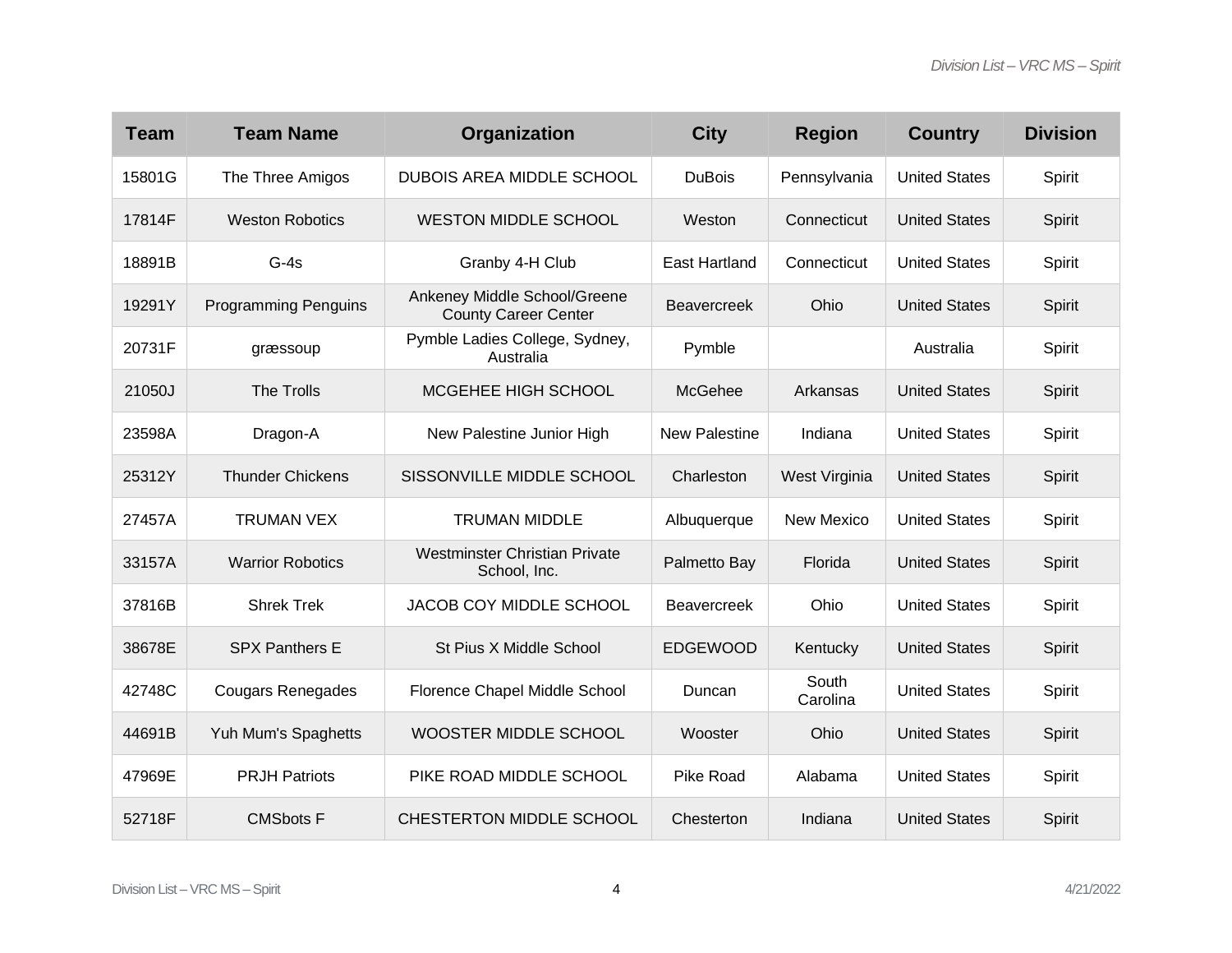| Team | Team Name | Organization | City | Region | Country | Division |
|---|---|---|---|---|---|---|
| 15801G | The Three Amigos | DUBOIS AREA MIDDLE SCHOOL | DuBois | Pennsylvania | United States | Spirit |
| 17814F | Weston Robotics | WESTON MIDDLE SCHOOL | Weston | Connecticut | United States | Spirit |
| 18891B | G-4s | Granby 4-H Club | East Hartland | Connecticut | United States | Spirit |
| 19291Y | Programming Penguins | Ankeney Middle School/Greene County Career Center | Beavercreek | Ohio | United States | Spirit |
| 20731F | græssoup | Pymble Ladies College, Sydney, Australia | Pymble | | Australia | Spirit |
| 21050J | The Trolls | MCGEHEE HIGH SCHOOL | McGehee | Arkansas | United States | Spirit |
| 23598A | Dragon-A | New Palestine Junior High | New Palestine | Indiana | United States | Spirit |
| 25312Y | Thunder Chickens | SISSONVILLE MIDDLE SCHOOL | Charleston | West Virginia | United States | Spirit |
| 27457A | TRUMAN VEX | TRUMAN MIDDLE | Albuquerque | New Mexico | United States | Spirit |
| 33157A | Warrior Robotics | Westminster Christian Private School, Inc. | Palmetto Bay | Florida | United States | Spirit |
| 37816B | Shrek Trek | JACOB COY MIDDLE SCHOOL | Beavercreek | Ohio | United States | Spirit |
| 38678E | SPX Panthers E | St Pius X Middle School | EDGEWOOD | Kentucky | United States | Spirit |
| 42748C | Cougars Renegades | Florence Chapel Middle School | Duncan | South Carolina | United States | Spirit |
| 44691B | Yuh Mum's Spaghetts | WOOSTER MIDDLE SCHOOL | Wooster | Ohio | United States | Spirit |
| 47969E | PRJH Patriots | PIKE ROAD MIDDLE SCHOOL | Pike Road | Alabama | United States | Spirit |
| 52718F | CMSbots F | CHESTERTON MIDDLE SCHOOL | Chesterton | Indiana | United States | Spirit |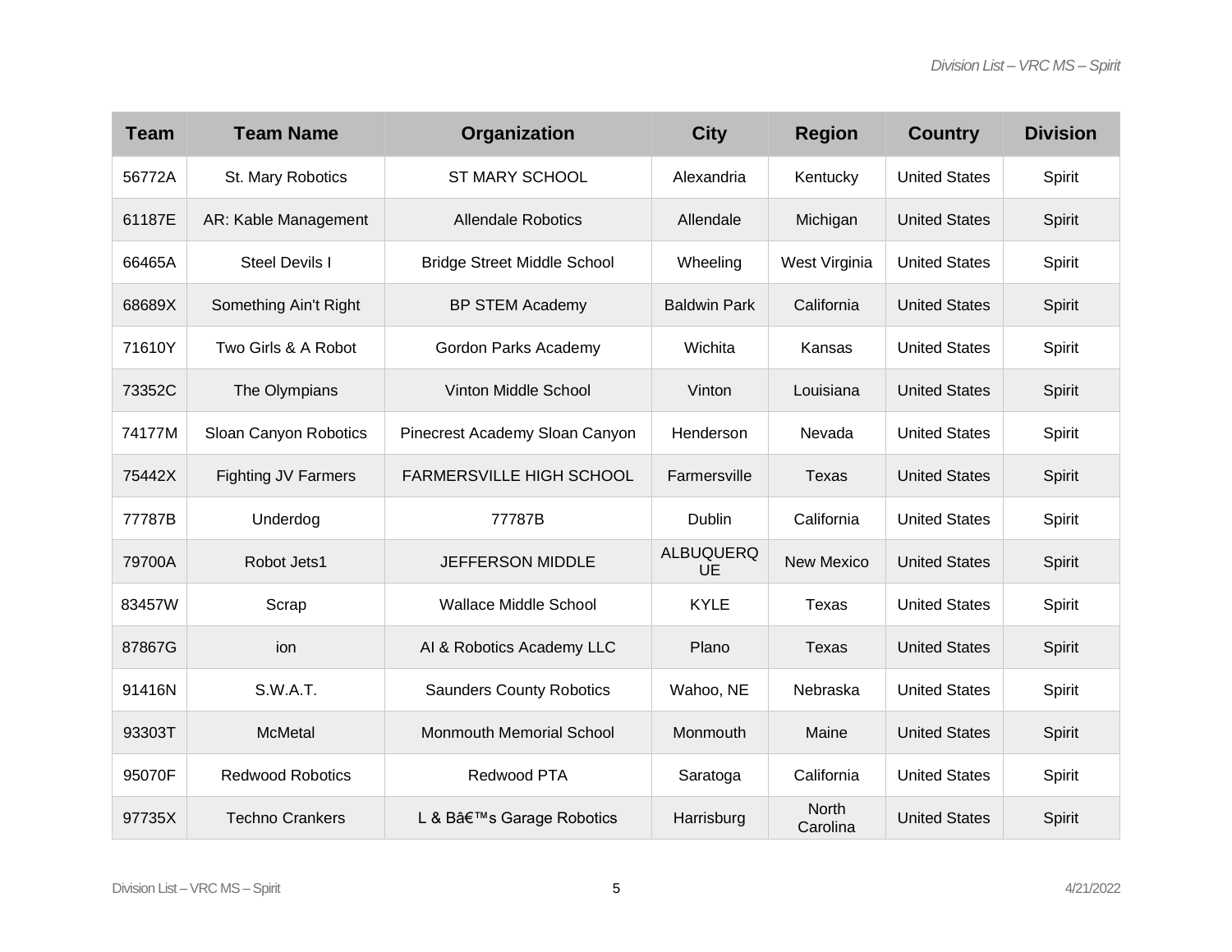| Team | Team Name | Organization | City | Region | Country | Division |
|---|---|---|---|---|---|---|
| 56772A | St. Mary Robotics | ST MARY SCHOOL | Alexandria | Kentucky | United States | Spirit |
| 61187E | AR: Kable Management | Allendale Robotics | Allendale | Michigan | United States | Spirit |
| 66465A | Steel Devils I | Bridge Street Middle School | Wheeling | West Virginia | United States | Spirit |
| 68689X | Something Ain't Right | BP STEM Academy | Baldwin Park | California | United States | Spirit |
| 71610Y | Two Girls & A Robot | Gordon Parks Academy | Wichita | Kansas | United States | Spirit |
| 73352C | The Olympians | Vinton Middle School | Vinton | Louisiana | United States | Spirit |
| 74177M | Sloan Canyon Robotics | Pinecrest Academy Sloan Canyon | Henderson | Nevada | United States | Spirit |
| 75442X | Fighting JV Farmers | FARMERSVILLE HIGH SCHOOL | Farmersville | Texas | United States | Spirit |
| 77787B | Underdog | 77787B | Dublin | California | United States | Spirit |
| 79700A | Robot Jets1 | JEFFERSON MIDDLE | ALBUQUERQUE | New Mexico | United States | Spirit |
| 83457W | Scrap | Wallace Middle School | KYLE | Texas | United States | Spirit |
| 87867G | ion | AI & Robotics Academy LLC | Plano | Texas | United States | Spirit |
| 91416N | S.W.A.T. | Saunders County Robotics | Wahoo, NE | Nebraska | United States | Spirit |
| 93303T | McMetal | Monmouth Memorial School | Monmouth | Maine | United States | Spirit |
| 95070F | Redwood Robotics | Redwood PTA | Saratoga | California | United States | Spirit |
| 97735X | Techno Crankers | L & Bâ€™s Garage Robotics | Harrisburg | North Carolina | United States | Spirit |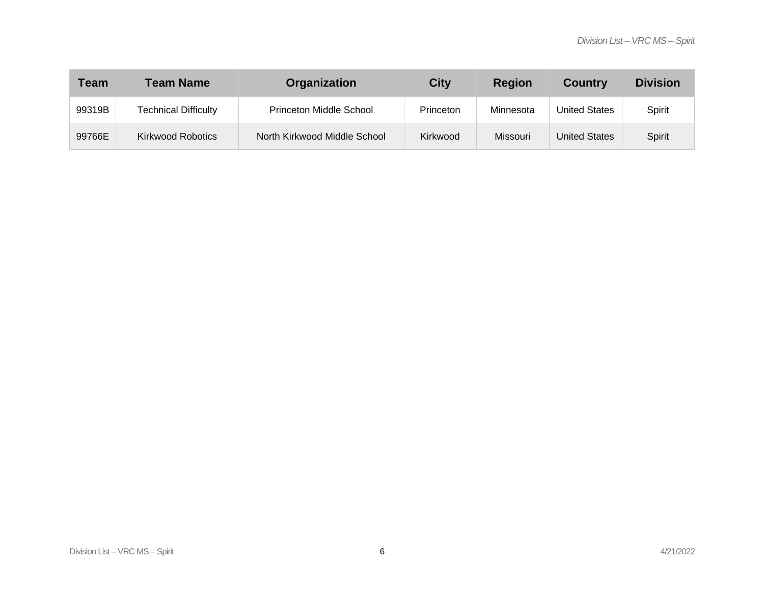| Team | Team Name | Organization | City | Region | Country | Division |
| --- | --- | --- | --- | --- | --- | --- |
| 99319B | Technical Difficulty | Princeton Middle School | Princeton | Minnesota | United States | Spirit |
| 99766E | Kirkwood Robotics | North Kirkwood Middle School | Kirkwood | Missouri | United States | Spirit |